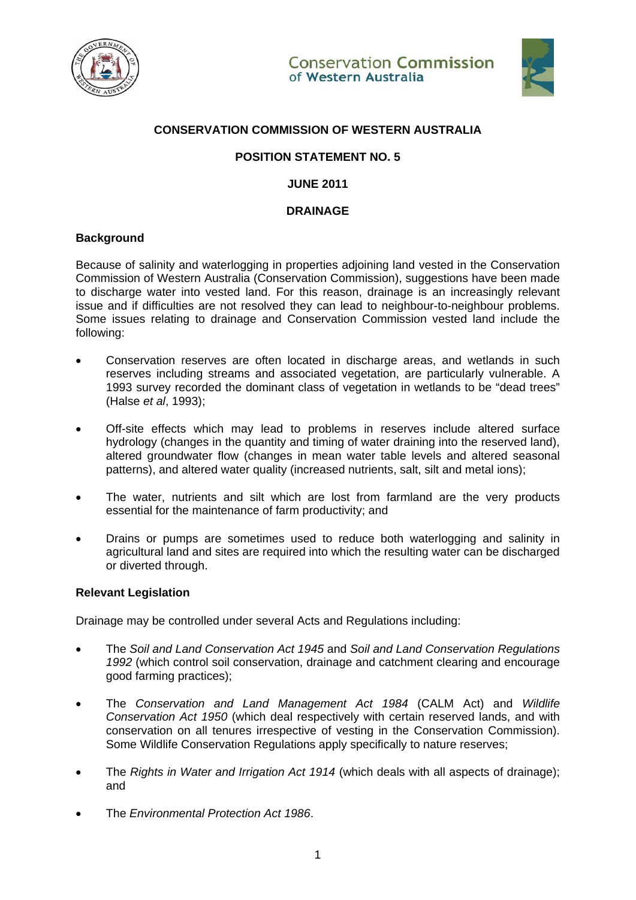Conservation Commission of Western Australia

**CONSERVATION COMMISSION OF WESTERN AUSTRALIA**

**POSITION STATEMENT NO. 5**

**JUNE 2011**

# DRAINAGE

## Background

Because of salinity and waterlogging in properties adjoining land vested in the Conservation Commission of Western Australia (Conservation Commission), suggestions have been made to discharge water into vested land. For this reason, drainage is an increasingly relevant issue and if difficulties are not resolved they can lead to neighbour-to-neighbour problems. Some issues relating to drainage and Conservation Commission vested land include the following:

- Conservation reserves are often located in discharge areas, and wetlands in such reserves including streams and associated vegetation, are particularly vulnerable. A 1993 survey recorded the dominant class of vegetation in wetlands to be "dead trees" (Halse *et al*, 1993);

- Off-site effects which may lead to problems in reserves include altered surface hydrology (changes in the quantity and timing of water draining into the reserved land), altered groundwater flow (changes in mean water table levels and altered seasonal patterns), and altered water quality (increased nutrients, salt, silt and metal ions);

- The water, nutrients and silt which are lost from farmland are the very products essential for the maintenance of farm productivity; and

- Drains or pumps are sometimes used to reduce both waterlogging and salinity in agricultural land and sites are required into which the resulting water can be discharged or diverted through.

## Relevant Legislation

Drainage may be controlled under several Acts and Regulations including:

- The *Soil and Land Conservation Act 1945* and *Soil and Land Conservation Regulations 1992* (which control soil conservation, drainage and catchment clearing and encourage good farming practices);

- The *Conservation and Land Management Act 1984* (CALM Act) and *Wildlife Conservation Act 1950* (which deal respectively with certain reserved lands, and with conservation on all tenures irrespective of vesting in the Conservation Commission). Some Wildlife Conservation Regulations apply specifically to nature reserves;

- The *Rights in Water and Irrigation Act 1914* (which deals with all aspects of drainage); and

- The *Environmental Protection Act 1986*.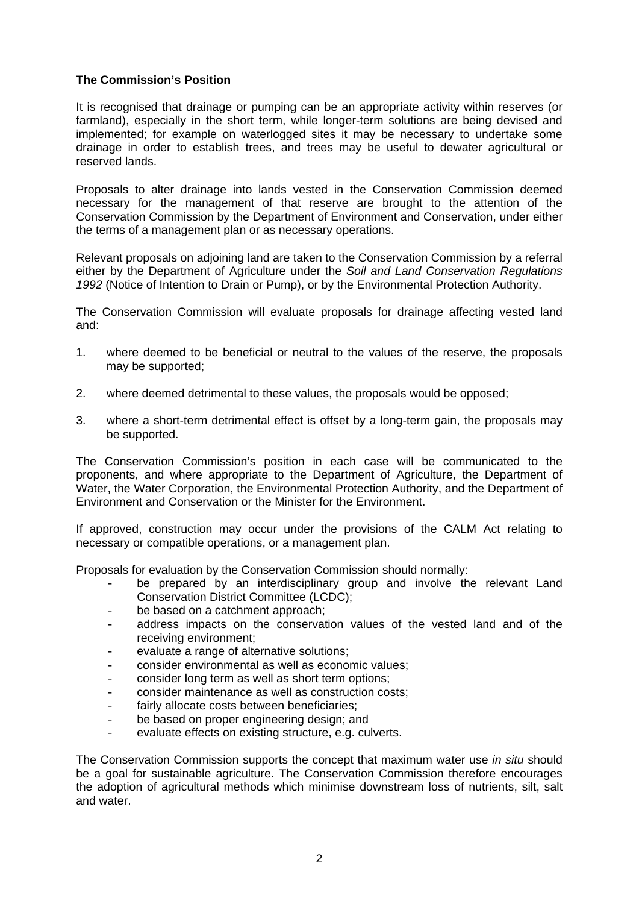**The Commission's Position**

It is recognised that drainage or pumping can be an appropriate activity within reserves (or farmland), especially in the short term, while longer-term solutions are being devised and implemented; for example on waterlogged sites it may be necessary to undertake some drainage in order to establish trees, and trees may be useful to dewater agricultural or reserved lands.

Proposals to alter drainage into lands vested in the Conservation Commission deemed necessary for the management of that reserve are brought to the attention of the Conservation Commission by the Department of Environment and Conservation, under either the terms of a management plan or as necessary operations.

Relevant proposals on adjoining land are taken to the Conservation Commission by a referral either by the Department of Agriculture under the *Soil and Land Conservation Regulations 1992* (Notice of Intention to Drain or Pump), or by the Environmental Protection Authority.

The Conservation Commission will evaluate proposals for drainage affecting vested land and:

1. where deemed to be beneficial or neutral to the values of the reserve, the proposals may be supported;
2. where deemed detrimental to these values, the proposals would be opposed;
3. where a short-term detrimental effect is offset by a long-term gain, the proposals may be supported.

The Conservation Commission's position in each case will be communicated to the proponents, and where appropriate to the Department of Agriculture, the Department of Water, the Water Corporation, the Environmental Protection Authority, and the Department of Environment and Conservation or the Minister for the Environment.

If approved, construction may occur under the provisions of the CALM Act relating to necessary or compatible operations, or a management plan.

Proposals for evaluation by the Conservation Commission should normally:

- be prepared by an interdisciplinary group and involve the relevant Land Conservation District Committee (LCDC);
- be based on a catchment approach;
- address impacts on the conservation values of the vested land and of the receiving environment;
- evaluate a range of alternative solutions;
- consider environmental as well as economic values;
- consider long term as well as short term options;
- consider maintenance as well as construction costs;
- fairly allocate costs between beneficiaries;
- be based on proper engineering design; and
- evaluate effects on existing structure, e.g. culverts.

The Conservation Commission supports the concept that maximum water use *in situ* should be a goal for sustainable agriculture. The Conservation Commission therefore encourages the adoption of agricultural methods which minimise downstream loss of nutrients, silt, salt and water.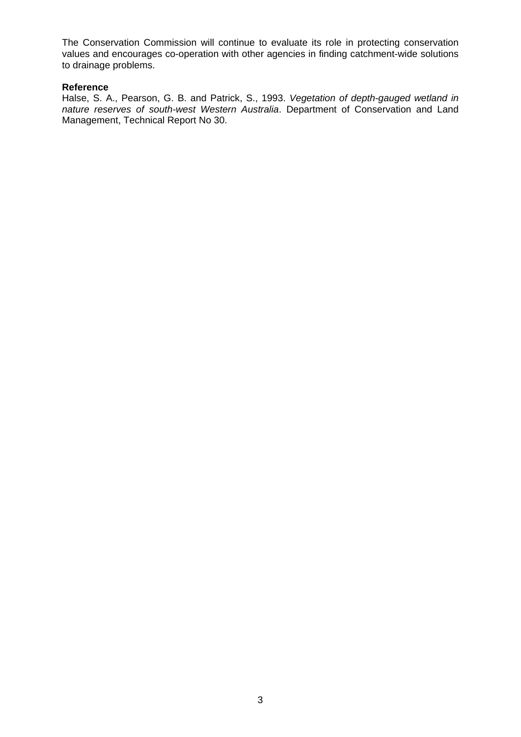The Conservation Commission will continue to evaluate its role in protecting conservation values and encourages co-operation with other agencies in finding catchment-wide solutions to drainage problems.

**Reference**

Halse, S. A., Pearson, G. B. and Patrick, S., 1993. *Vegetation of depth-gauged wetland in nature reserves of south-west Western Australia*. Department of Conservation and Land Management, Technical Report No 30.